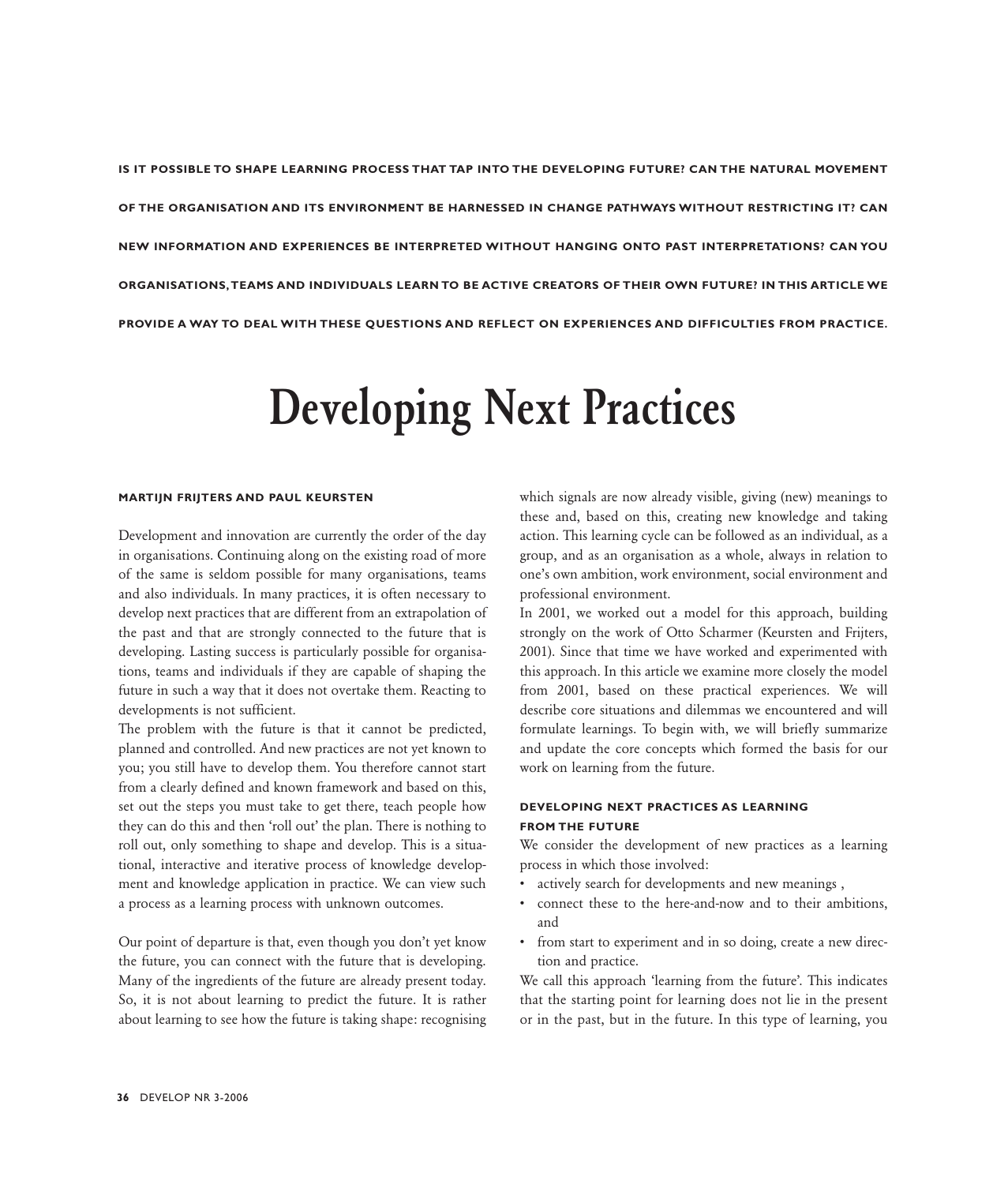**IS IT POSSIBLE TO SHAPE LEARNING PROCESS THAT TAP INTO THE DEVELOPING FUTURE? CAN THE NATURAL MOVEMENT OF THE ORGANISATION AND ITS ENVIRONMENT BE HARNESSED IN CHANGE PATHWAYS WITHOUT RESTRICTING IT? CAN NEW INFORMATION AND EXPERIENCES BE INTERPRETED WITHOUT HANGING ONTO PAST INTERPRETATIONS? CAN YOU ORGANISATIONS, TEAMS AND INDIVIDUALS LEARN TO BE ACTIVE CREATORS OF THEIR OWN FUTURE? IN THIS ARTICLE WE PROVIDE A WAY TO DEAL WITH THESE QUESTIONS AND REFLECT ON EXPERIENCES AND DIFFICULTIES FROM PRACTICE.**

# Developing Next Practices

**MARTIJN FRIJTERS AND PAUL KEURSTEN**

Development and innovation are currently the order of the day in organisations. Continuing along on the existing road of more of the same is seldom possible for many organisations, teams and also individuals. In many practices, it is often necessary to develop next practices that are different from an extrapolation of the past and that are strongly connected to the future that is developing. Lasting success is particularly possible for organisations, teams and individuals if they are capable of shaping the future in such a way that it does not overtake them. Reacting to developments is not sufficient.

The problem with the future is that it cannot be predicted, planned and controlled. And new practices are not yet known to you; you still have to develop them. You therefore cannot start from a clearly defined and known framework and based on this, set out the steps you must take to get there, teach people how they can do this and then 'roll out' the plan. There is nothing to roll out, only something to shape and develop. This is a situational, interactive and iterative process of knowledge development and knowledge application in practice. We can view such a process as a learning process with unknown outcomes.

Our point of departure is that, even though you don't yet know the future, you can connect with the future that is developing. Many of the ingredients of the future are already present today. So, it is not about learning to predict the future. It is rather about learning to see how the future is taking shape: recognising which signals are now already visible, giving (new) meanings to these and, based on this, creating new knowledge and taking action. This learning cycle can be followed as an individual, as a group, and as an organisation as a whole, always in relation to one's own ambition, work environment, social environment and professional environment.

In 2001, we worked out a model for this approach, building strongly on the work of Otto Scharmer (Keursten and Frijters, 2001). Since that time we have worked and experimented with this approach. In this article we examine more closely the model from 2001, based on these practical experiences. We will describe core situations and dilemmas we encountered and will formulate learnings. To begin with, we will briefly summarize and update the core concepts which formed the basis for our work on learning from the future.

## DEVELOPING NEXT PRACTICES AS LEARNING FROM THE FUTURE

We consider the development of new practices as a learning process in which those involved:

- actively search for developments and new meanings ,
- connect these to the here-and-now and to their ambitions, and
- from start to experiment and in so doing, create a new direction and practice.

We call this approach 'learning from the future'. This indicates that the starting point for learning does not lie in the present or in the past, but in the future. In this type of learning, you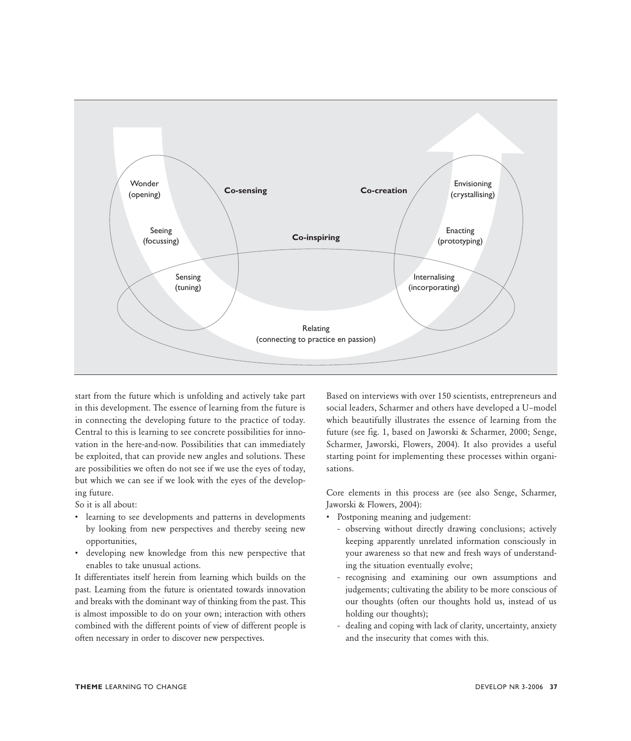Wonder
(opening)

Seeing
(focussing)

Sensing
(tuning)

Co-sensing

Co-inspiring

Co-creation

Envisioning
(crystallising)

Enacting
(prototyping)

Internalising
(incorporating)

Relating
(connecting to practice en passion)

start from the future which is unfolding and actively take part in this development. The essence of learning from the future is in connecting the developing future to the practice of today. Central to this is learning to see concrete possibilities for innovation in the here-and-now. Possibilities that can immediately be exploited, that can provide new angles and solutions. These are possibilities we often do not see if we use the eyes of today, but which we can see if we look with the eyes of the developing future.

So it is all about:

- learning to see developments and patterns in developments by looking from new perspectives and thereby seeing new opportunities,
- developing new knowledge from this new perspective that enables to take unusual actions.

It differentiates itself herein from learning which builds on the past. Learning from the future is orientated towards innovation and breaks with the dominant way of thinking from the past. This is almost impossible to do on your own; interaction with others combined with the different points of view of different people is often necessary in order to discover new perspectives.

Based on interviews with over 150 scientists, entrepreneurs and social leaders, Scharmer and others have developed a U–model which beautifully illustrates the essence of learning from the future (see fig. 1, based on Jaworski & Scharmer, 2000; Senge, Scharmer, Jaworski, Flowers, 2004). It also provides a useful starting point for implementing these processes within organisations.

Core elements in this process are (see also Senge, Scharmer, Jaworski & Flowers, 2004):

- Postponing meaning and judgement:
  - observing without directly drawing conclusions; actively keeping apparently unrelated information consciously in your awareness so that new and fresh ways of understanding the situation eventually evolve;
  - recognising and examining our own assumptions and judgements; cultivating the ability to be more conscious of our thoughts (often our thoughts hold us, instead of us holding our thoughts);
  - dealing and coping with lack of clarity, uncertainty, anxiety and the insecurity that comes with this.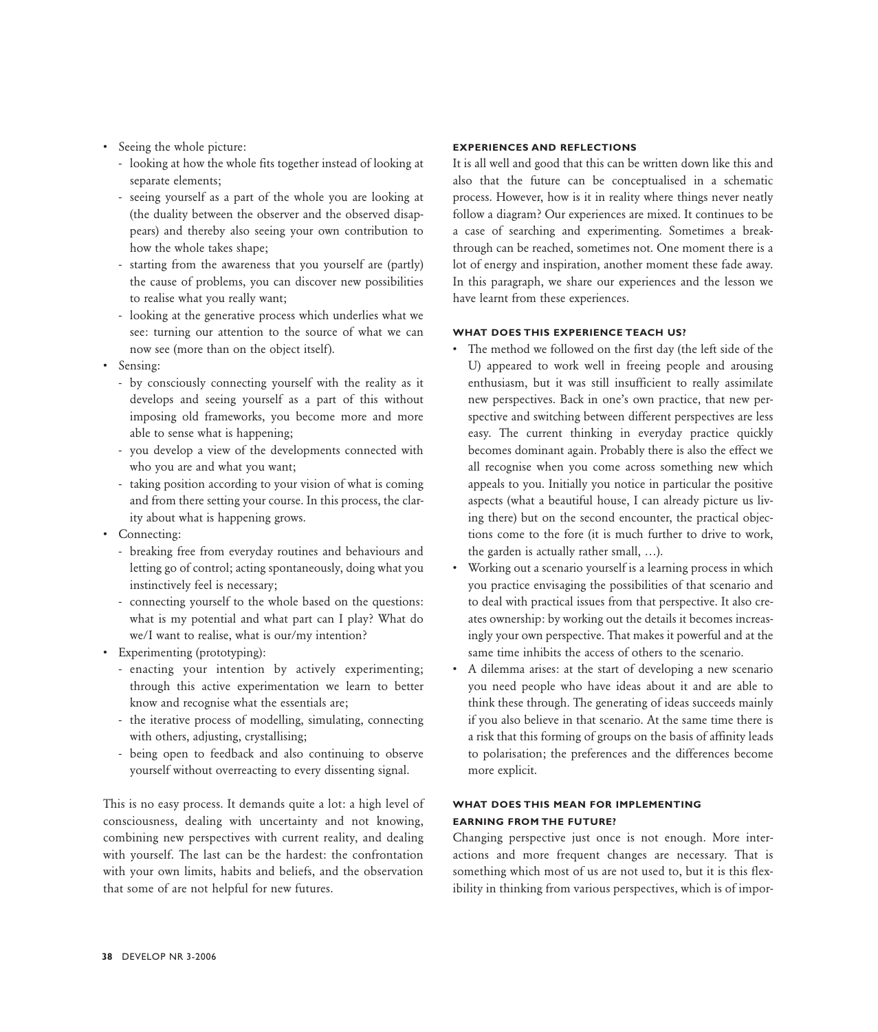- Seeing the whole picture:
  - looking at how the whole fits together instead of looking at separate elements;
  - seeing yourself as a part of the whole you are looking at (the duality between the observer and the observed disappears) and thereby also seeing your own contribution to how the whole takes shape;
  - starting from the awareness that you yourself are (partly) the cause of problems, you can discover new possibilities to realise what you really want;
  - looking at the generative process which underlies what we see: turning our attention to the source of what we can now see (more than on the object itself).
- Sensing:
  - by consciously connecting yourself with the reality as it develops and seeing yourself as a part of this without imposing old frameworks, you become more and more able to sense what is happening;
  - you develop a view of the developments connected with who you are and what you want;
  - taking position according to your vision of what is coming and from there setting your course. In this process, the clarity about what is happening grows.
- Connecting:
  - breaking free from everyday routines and behaviours and letting go of control; acting spontaneously, doing what you instinctively feel is necessary;
  - connecting yourself to the whole based on the questions: what is my potential and what part can I play? What do we/I want to realise, what is our/my intention?
- Experimenting (prototyping):
  - enacting your intention by actively experimenting; through this active experimentation we learn to better know and recognise what the essentials are;
  - the iterative process of modelling, simulating, connecting with others, adjusting, crystallising;
  - being open to feedback and also continuing to observe yourself without overreacting to every dissenting signal.

This is no easy process. It demands quite a lot: a high level of consciousness, dealing with uncertainty and not knowing, combining new perspectives with current reality, and dealing with yourself. The last can be the hardest: the confrontation with your own limits, habits and beliefs, and the observation that some of are not helpful for new futures.

### EXPERIENCES AND REFLECTIONS

It is all well and good that this can be written down like this and also that the future can be conceptualised in a schematic process. However, how is it in reality where things never neatly follow a diagram? Our experiences are mixed. It continues to be a case of searching and experimenting. Sometimes a breakthrough can be reached, sometimes not. One moment there is a lot of energy and inspiration, another moment these fade away. In this paragraph, we share our experiences and the lesson we have learnt from these experiences.

### WHAT DOES THIS EXPERIENCE TEACH US?

- The method we followed on the first day (the left side of the U) appeared to work well in freeing people and arousing enthusiasm, but it was still insufficient to really assimilate new perspectives. Back in one's own practice, that new perspective and switching between different perspectives are less easy. The current thinking in everyday practice quickly becomes dominant again. Probably there is also the effect we all recognise when you come across something new which appeals to you. Initially you notice in particular the positive aspects (what a beautiful house, I can already picture us living there) but on the second encounter, the practical objections come to the fore (it is much further to drive to work, the garden is actually rather small, …).
- Working out a scenario yourself is a learning process in which you practice envisaging the possibilities of that scenario and to deal with practical issues from that perspective. It also creates ownership: by working out the details it becomes increasingly your own perspective. That makes it powerful and at the same time inhibits the access of others to the scenario.
- A dilemma arises: at the start of developing a new scenario you need people who have ideas about it and are able to think these through. The generating of ideas succeeds mainly if you also believe in that scenario. At the same time there is a risk that this forming of groups on the basis of affinity leads to polarisation; the preferences and the differences become more explicit.

### WHAT DOES THIS MEAN FOR IMPLEMENTING EARNING FROM THE FUTURE?

Changing perspective just once is not enough. More interactions and more frequent changes are necessary. That is something which most of us are not used to, but it is this flexibility in thinking from various perspectives, which is of impor-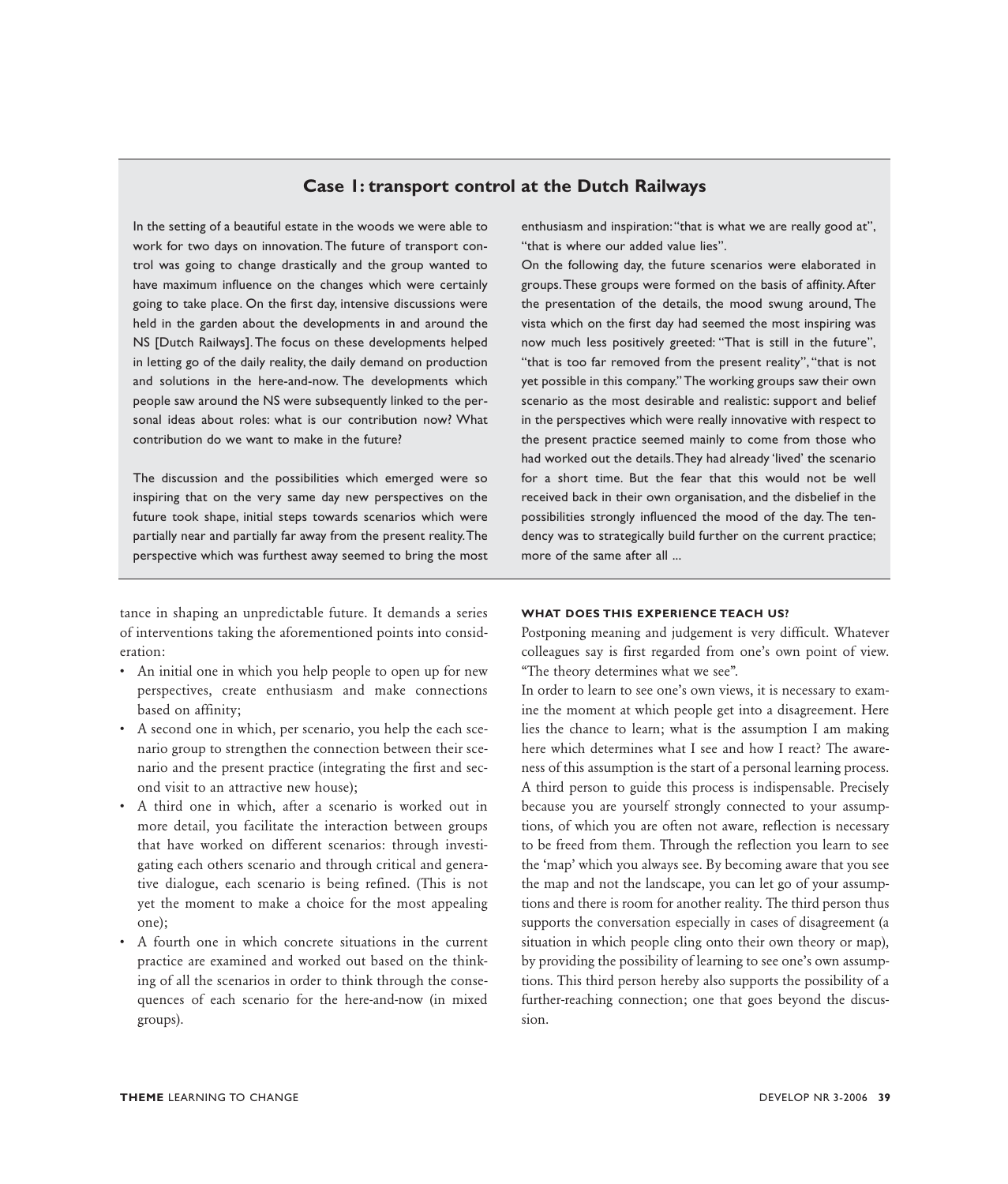## Case 1: transport control at the Dutch Railways

In the setting of a beautiful estate in the woods we were able to work for two days on innovation. The future of transport control was going to change drastically and the group wanted to have maximum influence on the changes which were certainly going to take place. On the first day, intensive discussions were held in the garden about the developments in and around the NS [Dutch Railways]. The focus on these developments helped in letting go of the daily reality, the daily demand on production and solutions in the here-and-now. The developments which people saw around the NS were subsequently linked to the personal ideas about roles: what is our contribution now? What contribution do we want to make in the future?

The discussion and the possibilities which emerged were so inspiring that on the very same day new perspectives on the future took shape, initial steps towards scenarios which were partially near and partially far away from the present reality. The perspective which was furthest away seemed to bring the most enthusiasm and inspiration: "that is what we are really good at", "that is where our added value lies".

On the following day, the future scenarios were elaborated in groups. These groups were formed on the basis of affinity. After the presentation of the details, the mood swung around, The vista which on the first day had seemed the most inspiring was now much less positively greeted: "That is still in the future", "that is too far removed from the present reality", "that is not yet possible in this company." The working groups saw their own scenario as the most desirable and realistic: support and belief in the perspectives which were really innovative with respect to the present practice seemed mainly to come from those who had worked out the details. They had already 'lived' the scenario for a short time. But the fear that this would not be well received back in their own organisation, and the disbelief in the possibilities strongly influenced the mood of the day. The tendency was to strategically build further on the current practice; more of the same after all ...

---

tance in shaping an unpredictable future. It demands a series of interventions taking the aforementioned points into consideration:

- An initial one in which you help people to open up for new perspectives, create enthusiasm and make connections based on affinity;
- A second one in which, per scenario, you help the each scenario group to strengthen the connection between their scenario and the present practice (integrating the first and second visit to an attractive new house);
- A third one in which, after a scenario is worked out in more detail, you facilitate the interaction between groups that have worked on different scenarios: through investigating each others scenario and through critical and generative dialogue, each scenario is being refined. (This is not yet the moment to make a choice for the most appealing one);
- A fourth one in which concrete situations in the current practice are examined and worked out based on the thinking of all the scenarios in order to think through the consequences of each scenario for the here-and-now (in mixed groups).

### WHAT DOES THIS EXPERIENCE TEACH US?

Postponing meaning and judgement is very difficult. Whatever colleagues say is first regarded from one's own point of view. "The theory determines what we see".

In order to learn to see one's own views, it is necessary to examine the moment at which people get into a disagreement. Here lies the chance to learn; what is the assumption I am making here which determines what I see and how I react? The awareness of this assumption is the start of a personal learning process. A third person to guide this process is indispensable. Precisely because you are yourself strongly connected to your assumptions, of which you are often not aware, reflection is necessary to be freed from them. Through the reflection you learn to see the 'map' which you always see. By becoming aware that you see the map and not the landscape, you can let go of your assumptions and there is room for another reality. The third person thus supports the conversation especially in cases of disagreement (a situation in which people cling onto their own theory or map), by providing the possibility of learning to see one's own assumptions. This third person hereby also supports the possibility of a further-reaching connection; one that goes beyond the discussion.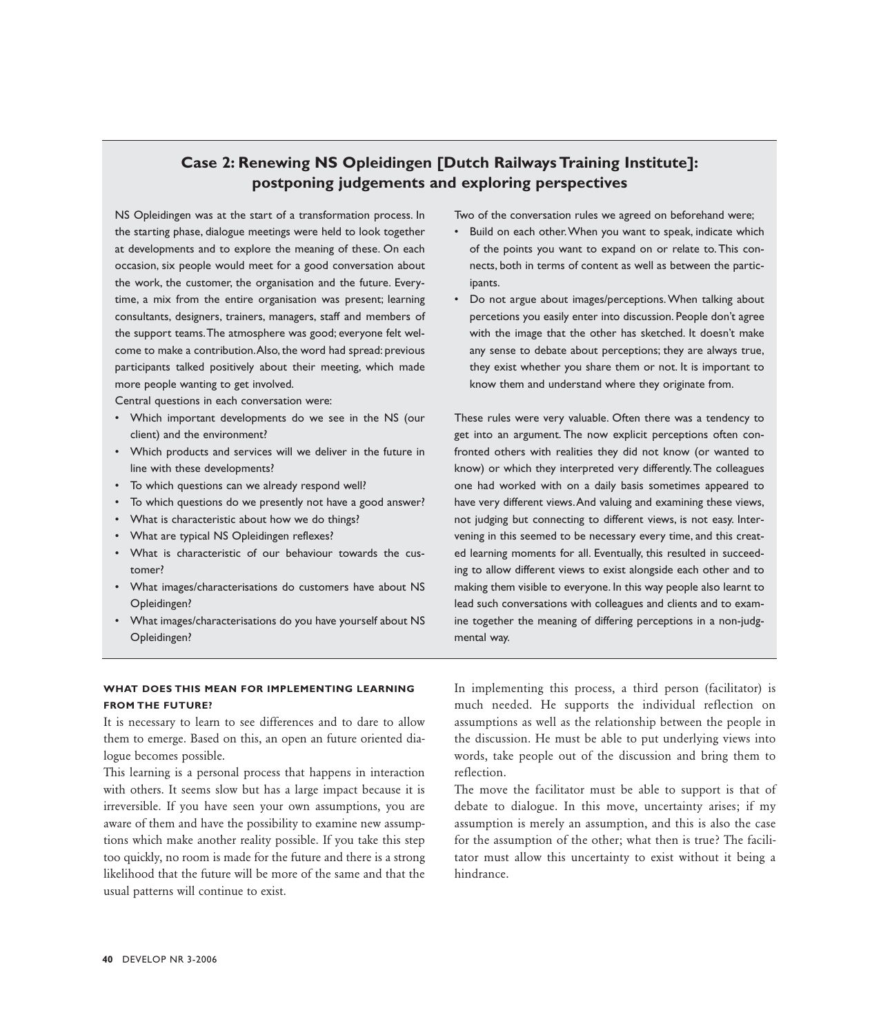## Case 2: Renewing NS Opleidingen [Dutch Railways Training Institute]: postponing judgements and exploring perspectives

NS Opleidingen was at the start of a transformation process. In the starting phase, dialogue meetings were held to look together at developments and to explore the meaning of these. On each occasion, six people would meet for a good conversation about the work, the customer, the organisation and the future. Everytime, a mix from the entire organisation was present; learning consultants, designers, trainers, managers, staff and members of the support teams. The atmosphere was good; everyone felt welcome to make a contribution. Also, the word had spread: previous participants talked positively about their meeting, which made more people wanting to get involved.

Central questions in each conversation were:

- Which important developments do we see in the NS (our client) and the environment?
- Which products and services will we deliver in the future in line with these developments?
- To which questions can we already respond well?
- To which questions do we presently not have a good answer?
- What is characteristic about how we do things?
- What are typical NS Opleidingen reflexes?
- What is characteristic of our behaviour towards the customer?
- What images/characterisations do customers have about NS Opleidingen?
- What images/characterisations do you have yourself about NS Opleidingen?

Two of the conversation rules we agreed on beforehand were;

- Build on each other. When you want to speak, indicate which of the points you want to expand on or relate to. This connects, both in terms of content as well as between the participants.
- Do not argue about images/perceptions. When talking about percetions you easily enter into discussion. People don't agree with the image that the other has sketched. It doesn't make any sense to debate about perceptions; they are always true, they exist whether you share them or not. It is important to know them and understand where they originate from.

These rules were very valuable. Often there was a tendency to get into an argument. The now explicit perceptions often confronted others with realities they did not know (or wanted to know) or which they interpreted very differently. The colleagues one had worked with on a daily basis sometimes appeared to have very different views. And valuing and examining these views, not judging but connecting to different views, is not easy. Intervening in this seemed to be necessary every time, and this created learning moments for all. Eventually, this resulted in succeeding to allow different views to exist alongside each other and to making them visible to everyone. In this way people also learnt to lead such conversations with colleagues and clients and to examine together the meaning of differing perceptions in a non-judgmental way.

### WHAT DOES THIS MEAN FOR IMPLEMENTING LEARNING FROM THE FUTURE?

It is necessary to learn to see differences and to dare to allow them to emerge. Based on this, an open an future oriented dialogue becomes possible.

This learning is a personal process that happens in interaction with others. It seems slow but has a large impact because it is irreversible. If you have seen your own assumptions, you are aware of them and have the possibility to examine new assumptions which make another reality possible. If you take this step too quickly, no room is made for the future and there is a strong likelihood that the future will be more of the same and that the usual patterns will continue to exist.

In implementing this process, a third person (facilitator) is much needed. He supports the individual reflection on assumptions as well as the relationship between the people in the discussion. He must be able to put underlying views into words, take people out of the discussion and bring them to reflection.

The move the facilitator must be able to support is that of debate to dialogue. In this move, uncertainty arises; if my assumption is merely an assumption, and this is also the case for the assumption of the other; what then is true? The facilitator must allow this uncertainty to exist without it being a hindrance.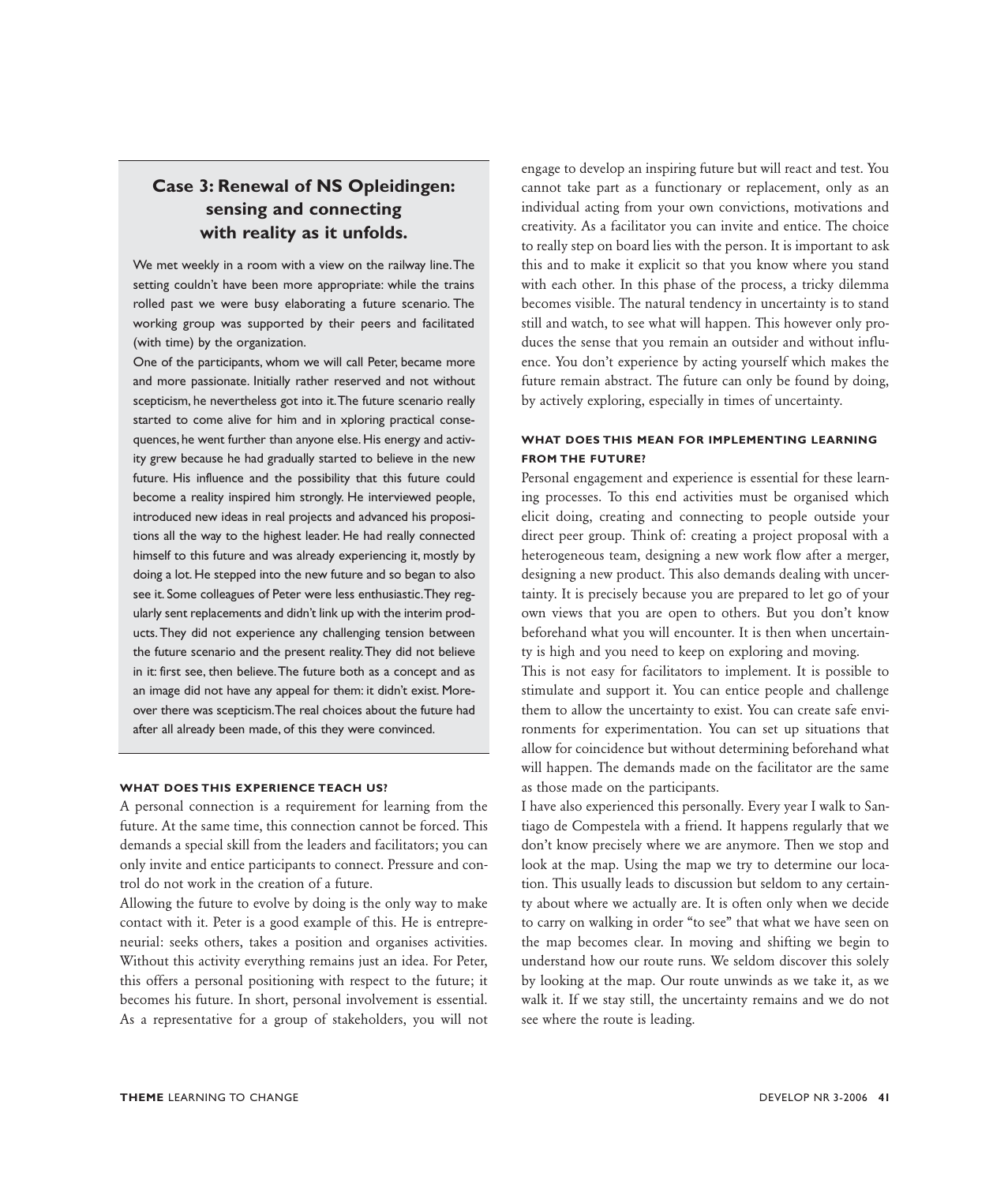## Case 3: Renewal of NS Opleidingen: sensing and connecting with reality as it unfolds.

We met weekly in a room with a view on the railway line. The setting couldn't have been more appropriate: while the trains rolled past we were busy elaborating a future scenario. The working group was supported by their peers and facilitated (with time) by the organization.

One of the participants, whom we will call Peter, became more and more passionate. Initially rather reserved and not without scepticism, he nevertheless got into it. The future scenario really started to come alive for him and in xploring practical consequences, he went further than anyone else. His energy and activity grew because he had gradually started to believe in the new future. His influence and the possibility that this future could become a reality inspired him strongly. He interviewed people, introduced new ideas in real projects and advanced his propositions all the way to the highest leader. He had really connected himself to this future and was already experiencing it, mostly by doing a lot. He stepped into the new future and so began to also see it. Some colleagues of Peter were less enthusiastic. They regularly sent replacements and didn't link up with the interim products. They did not experience any challenging tension between the future scenario and the present reality. They did not believe in it: first see, then believe. The future both as a concept and as an image did not have any appeal for them: it didn't exist. Moreover there was scepticism. The real choices about the future had after all already been made, of this they were convinced.

### WHAT DOES THIS EXPERIENCE TEACH US?

A personal connection is a requirement for learning from the future. At the same time, this connection cannot be forced. This demands a special skill from the leaders and facilitators; you can only invite and entice participants to connect. Pressure and control do not work in the creation of a future.

Allowing the future to evolve by doing is the only way to make contact with it. Peter is a good example of this. He is entrepreneurial: seeks others, takes a position and organises activities. Without this activity everything remains just an idea. For Peter, this offers a personal positioning with respect to the future; it becomes his future. In short, personal involvement is essential. As a representative for a group of stakeholders, you will not engage to develop an inspiring future but will react and test. You cannot take part as a functionary or replacement, only as an individual acting from your own convictions, motivations and creativity. As a facilitator you can invite and entice. The choice to really step on board lies with the person. It is important to ask this and to make it explicit so that you know where you stand with each other. In this phase of the process, a tricky dilemma becomes visible. The natural tendency in uncertainty is to stand still and watch, to see what will happen. This however only produces the sense that you remain an outsider and without influence. You don't experience by acting yourself which makes the future remain abstract. The future can only be found by doing, by actively exploring, especially in times of uncertainty.

### WHAT DOES THIS MEAN FOR IMPLEMENTING LEARNING FROM THE FUTURE?

Personal engagement and experience is essential for these learning processes. To this end activities must be organised which elicit doing, creating and connecting to people outside your direct peer group. Think of: creating a project proposal with a heterogeneous team, designing a new work flow after a merger, designing a new product. This also demands dealing with uncertainty. It is precisely because you are prepared to let go of your own views that you are open to others. But you don't know beforehand what you will encounter. It is then when uncertainty is high and you need to keep on exploring and moving.

This is not easy for facilitators to implement. It is possible to stimulate and support it. You can entice people and challenge them to allow the uncertainty to exist. You can create safe environments for experimentation. You can set up situations that allow for coincidence but without determining beforehand what will happen. The demands made on the facilitator are the same as those made on the participants.

I have also experienced this personally. Every year I walk to Santiago de Compestela with a friend. It happens regularly that we don't know precisely where we are anymore. Then we stop and look at the map. Using the map we try to determine our location. This usually leads to discussion but seldom to any certainty about where we actually are. It is often only when we decide to carry on walking in order "to see" that what we have seen on the map becomes clear. In moving and shifting we begin to understand how our route runs. We seldom discover this solely by looking at the map. Our route unwinds as we take it, as we walk it. If we stay still, the uncertainty remains and we do not see where the route is leading.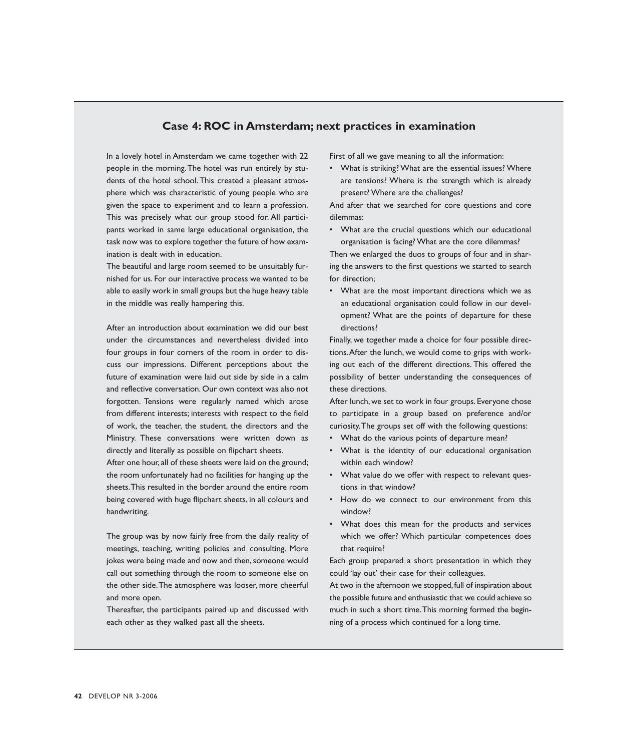## Case 4: ROC in Amsterdam; next practices in examination

In a lovely hotel in Amsterdam we came together with 22 people in the morning. The hotel was run entirely by students of the hotel school. This created a pleasant atmosphere which was characteristic of young people who are given the space to experiment and to learn a profession. This was precisely what our group stood for. All participants worked in same large educational organisation, the task now was to explore together the future of how examination is dealt with in education.

The beautiful and large room seemed to be unsuitably furnished for us. For our interactive process we wanted to be able to easily work in small groups but the huge heavy table in the middle was really hampering this.

After an introduction about examination we did our best under the circumstances and nevertheless divided into four groups in four corners of the room in order to discuss our impressions. Different perceptions about the future of examination were laid out side by side in a calm and reflective conversation. Our own context was also not forgotten. Tensions were regularly named which arose from different interests; interests with respect to the field of work, the teacher, the student, the directors and the Ministry. These conversations were written down as directly and literally as possible on flipchart sheets.

After one hour, all of these sheets were laid on the ground; the room unfortunately had no facilities for hanging up the sheets. This resulted in the border around the entire room being covered with huge flipchart sheets, in all colours and handwriting.

The group was by now fairly free from the daily reality of meetings, teaching, writing policies and consulting. More jokes were being made and now and then, someone would call out something through the room to someone else on the other side. The atmosphere was looser, more cheerful and more open.

Thereafter, the participants paired up and discussed with each other as they walked past all the sheets.

First of all we gave meaning to all the information:

- What is striking? What are the essential issues? Where are tensions? Where is the strength which is already present? Where are the challenges?

And after that we searched for core questions and core dilemmas:

- What are the crucial questions which our educational organisation is facing? What are the core dilemmas?

Then we enlarged the duos to groups of four and in sharing the answers to the first questions we started to search for direction;

- What are the most important directions which we as an educational organisation could follow in our development? What are the points of departure for these directions?

Finally, we together made a choice for four possible directions. After the lunch, we would come to grips with working out each of the different directions. This offered the possibility of better understanding the consequences of these directions.

After lunch, we set to work in four groups. Everyone chose to participate in a group based on preference and/or curiosity. The groups set off with the following questions:

- What do the various points of departure mean?
- What is the identity of our educational organisation within each window?
- What value do we offer with respect to relevant questions in that window?
- How do we connect to our environment from this window?
- What does this mean for the products and services which we offer? Which particular competences does that require?

Each group prepared a short presentation in which they could 'lay out' their case for their colleagues.

At two in the afternoon we stopped, full of inspiration about the possible future and enthusiastic that we could achieve so much in such a short time. This morning formed the beginning of a process which continued for a long time.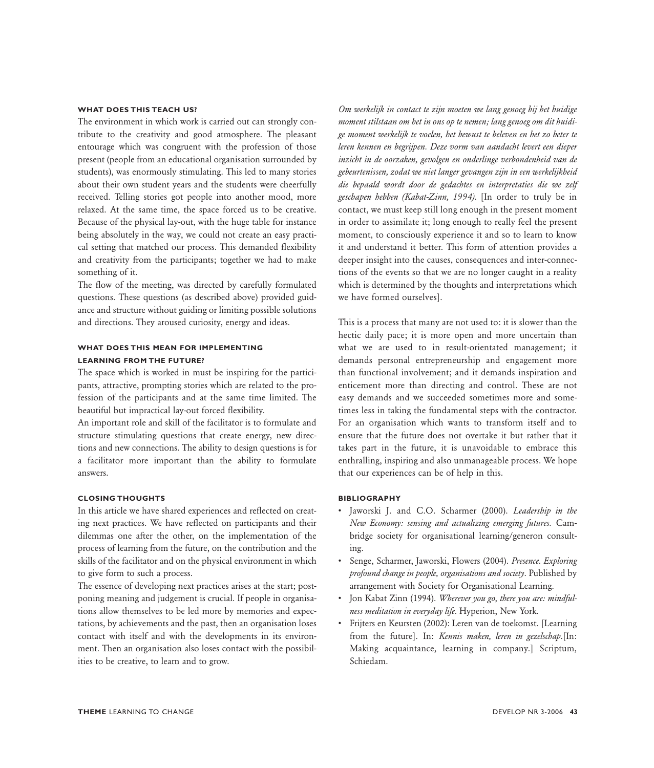#### WHAT DOES THIS TEACH US?

The environment in which work is carried out can strongly contribute to the creativity and good atmosphere. The pleasant entourage which was congruent with the profession of those present (people from an educational organisation surrounded by students), was enormously stimulating. This led to many stories about their own student years and the students were cheerfully received. Telling stories got people into another mood, more relaxed. At the same time, the space forced us to be creative. Because of the physical lay-out, with the huge table for instance being absolutely in the way, we could not create an easy practical setting that matched our process. This demanded flexibility and creativity from the participants; together we had to make something of it.

The flow of the meeting, was directed by carefully formulated questions. These questions (as described above) provided guidance and structure without guiding or limiting possible solutions and directions. They aroused curiosity, energy and ideas.

#### WHAT DOES THIS MEAN FOR IMPLEMENTING LEARNING FROM THE FUTURE?

The space which is worked in must be inspiring for the participants, attractive, prompting stories which are related to the profession of the participants and at the same time limited. The beautiful but impractical lay-out forced flexibility.

An important role and skill of the facilitator is to formulate and structure stimulating questions that create energy, new directions and new connections. The ability to design questions is for a facilitator more important than the ability to formulate answers.

#### CLOSING THOUGHTS

In this article we have shared experiences and reflected on creating next practices. We have reflected on participants and their dilemmas one after the other, on the implementation of the process of learning from the future, on the contribution and the skills of the facilitator and on the physical environment in which to give form to such a process.

The essence of developing next practices arises at the start; postponing meaning and judgement is crucial. If people in organisations allow themselves to be led more by memories and expectations, by achievements and the past, then an organisation loses contact with itself and with the developments in its environment. Then an organisation also loses contact with the possibilities to be creative, to learn and to grow.

*Om werkelijk in contact te zijn moeten we lang genoeg bij het huidige moment stilstaan om het in ons op te nemen; lang genoeg om dit huidige moment werkelijk te voelen, het bewust te beleven en het zo beter te leren kennen en begrijpen. Deze vorm van aandacht levert een dieper inzicht in de oorzaken, gevolgen en onderlinge verbondenheid van de gebeurtenissen, zodat we niet langer gevangen zijn in een werkelijkheid die bepaald wordt door de gedachtes en interpretaties die we zelf geschapen hebben (Kabat-Zinn, 1994).* [In order to truly be in contact, we must keep still long enough in the present moment in order to assimilate it; long enough to really feel the present moment, to consciously experience it and so to learn to know it and understand it better. This form of attention provides a deeper insight into the causes, consequences and inter-connections of the events so that we are no longer caught in a reality which is determined by the thoughts and interpretations which we have formed ourselves].

This is a process that many are not used to: it is slower than the hectic daily pace; it is more open and more uncertain than what we are used to in result-orientated management; it demands personal entrepreneurship and engagement more than functional involvement; and it demands inspiration and enticement more than directing and control. These are not easy demands and we succeeded sometimes more and sometimes less in taking the fundamental steps with the contractor. For an organisation which wants to transform itself and to ensure that the future does not overtake it but rather that it takes part in the future, it is unavoidable to embrace this enthralling, inspiring and also unmanageable process. We hope that our experiences can be of help in this.

#### BIBLIOGRAPHY

- Jaworski J. and C.O. Scharmer (2000). *Leadership in the New Economy: sensing and actualizing emerging futures.* Cambridge society for organisational learning/generon consulting.
- Senge, Scharmer, Jaworski, Flowers (2004). *Presence. Exploring profound change in people, organisations and society*. Published by arrangement with Society for Organisational Learning.
- Jon Kabat Zinn (1994). *Wherever you go, there you are: mindfulness meditation in everyday life.* Hyperion, New York.
- Frijters en Keursten (2002): Leren van de toekomst. [Learning from the future]. In: *Kennis maken, leren in gezelschap*.[In: Making acquaintance, learning in company.] Scriptum, Schiedam.